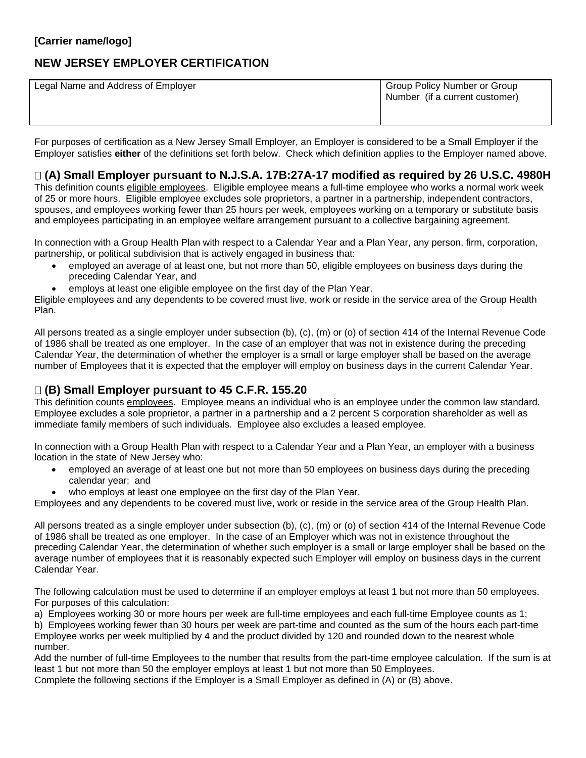**[Carrier name/logo]**

## NEW JERSEY EMPLOYER CERTIFICATION

| Legal Name and Address of Employer | Group Policy Number or Group Number (if a current customer) |
|---|---|
| | |

For purposes of certification as a New Jersey Small Employer, an Employer is considered to be a Small Employer if the Employer satisfies **either** of the definitions set forth below. Check which definition applies to the Employer named above.

### ☐ (A) Small Employer pursuant to N.J.S.A. 17B:27A-17 modified as required by 26 U.S.C. 4980H

This definition counts eligible employees. Eligible employee means a full-time employee who works a normal work week of 25 or more hours. Eligible employee excludes sole proprietors, a partner in a partnership, independent contractors, spouses, and employees working fewer than 25 hours per week, employees working on a temporary or substitute basis and employees participating in an employee welfare arrangement pursuant to a collective bargaining agreement.

In connection with a Group Health Plan with respect to a Calendar Year and a Plan Year, any person, firm, corporation, partnership, or political subdivision that is actively engaged in business that:

- employed an average of at least one, but not more than 50, eligible employees on business days during the preceding Calendar Year, and
- employs at least one eligible employee on the first day of the Plan Year.

Eligible employees and any dependents to be covered must live, work or reside in the service area of the Group Health Plan.

All persons treated as a single employer under subsection (b), (c), (m) or (o) of section 414 of the Internal Revenue Code of 1986 shall be treated as one employer. In the case of an employer that was not in existence during the preceding Calendar Year, the determination of whether the employer is a small or large employer shall be based on the average number of Employees that it is expected that the employer will employ on business days in the current Calendar Year.

### ☐ (B) Small Employer pursuant to 45 C.F.R. 155.20

This definition counts employees. Employee means an individual who is an employee under the common law standard. Employee excludes a sole proprietor, a partner in a partnership and a 2 percent S corporation shareholder as well as immediate family members of such individuals. Employee also excludes a leased employee.

In connection with a Group Health Plan with respect to a Calendar Year and a Plan Year, an employer with a business location in the state of New Jersey who:

- employed an average of at least one but not more than 50 employees on business days during the preceding calendar year; and
- who employs at least one employee on the first day of the Plan Year.

Employees and any dependents to be covered must live, work or reside in the service area of the Group Health Plan.

All persons treated as a single employer under subsection (b), (c), (m) or (o) of section 414 of the Internal Revenue Code of 1986 shall be treated as one employer. In the case of an Employer which was not in existence throughout the preceding Calendar Year, the determination of whether such employer is a small or large employer shall be based on the average number of employees that it is reasonably expected such Employer will employ on business days in the current Calendar Year.

The following calculation must be used to determine if an employer employs at least 1 but not more than 50 employees. For purposes of this calculation:

a) Employees working 30 or more hours per week are full-time employees and each full-time Employee counts as 1;

b) Employees working fewer than 30 hours per week are part-time and counted as the sum of the hours each part-time Employee works per week multiplied by 4 and the product divided by 120 and rounded down to the nearest whole number.

Add the number of full-time Employees to the number that results from the part-time employee calculation. If the sum is at least 1 but not more than 50 the employer employs at least 1 but not more than 50 Employees.

Complete the following sections if the Employer is a Small Employer as defined in (A) or (B) above.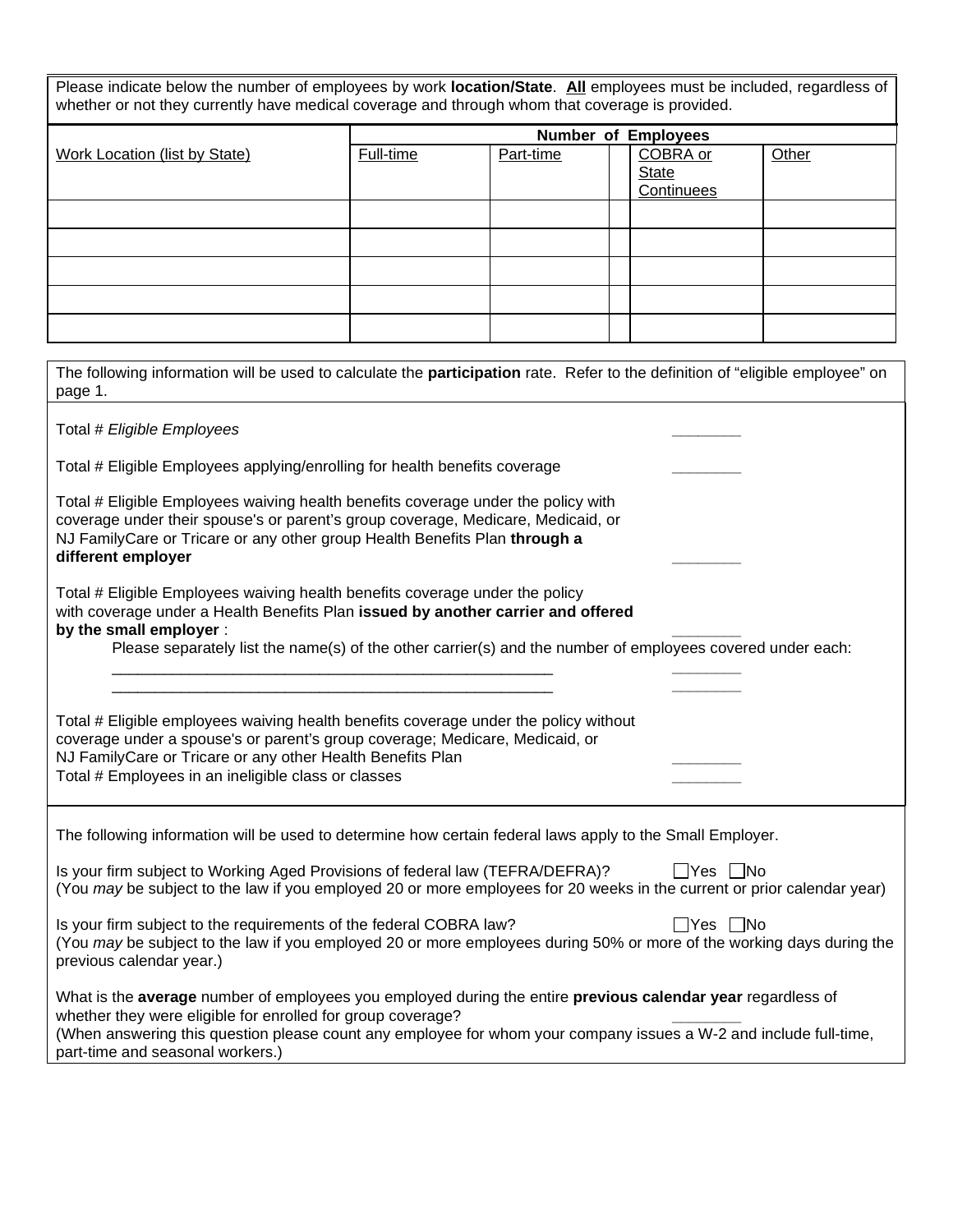Please indicate below the number of employees by work **location/State**. **All** employees must be included, regardless of whether or not they currently have medical coverage and through whom that coverage is provided.

| Work Location (list by State) | Number of Employees | | | | |
|---|---|---|---|---|---|
| | Full-time | Part-time | | COBRA or State Continuees | Other |
| | | | | | |
| | | | | | |
| | | | | | |
| | | | | | |
| | | | | | |

The following information will be used to calculate the **participation** rate. Refer to the definition of "eligible employee" on page 1.

Total # *Eligible Employees* ________

Total # Eligible Employees applying/enrolling for health benefits coverage ________

Total # Eligible Employees waiving health benefits coverage under the policy with coverage under their spouse's or parent's group coverage, Medicare, Medicaid, or NJ FamilyCare or Tricare or any other group Health Benefits Plan **through a different employer** ________

Total # Eligible Employees waiving health benefits coverage under the policy with coverage under a Health Benefits Plan **issued by another carrier and offered by the small employer** : ________

Please separately list the name(s) of the other carrier(s) and the number of employees covered under each:

_____________________________________________________ ________

_____________________________________________________ ________

Total # Eligible employees waiving health benefits coverage under the policy without coverage under a spouse's or parent's group coverage; Medicare, Medicaid, or NJ FamilyCare or Tricare or any other Health Benefits Plan ________

Total # Employees in an ineligible class or classes ________

The following information will be used to determine how certain federal laws apply to the Small Employer.

Is your firm subject to Working Aged Provisions of federal law (TEFRA/DEFRA)? ☐Yes ☐No
(You *may* be subject to the law if you employed 20 or more employees for 20 weeks in the current or prior calendar year)

Is your firm subject to the requirements of the federal COBRA law? ☐Yes ☐No
(You *may* be subject to the law if you employed 20 or more employees during 50% or more of the working days during the previous calendar year.)

What is the **average** number of employees you employed during the entire **previous calendar year** regardless of whether they were eligible for enrolled for group coverage? ________
(When answering this question please count any employee for whom your company issues a W-2 and include full-time, part-time and seasonal workers.)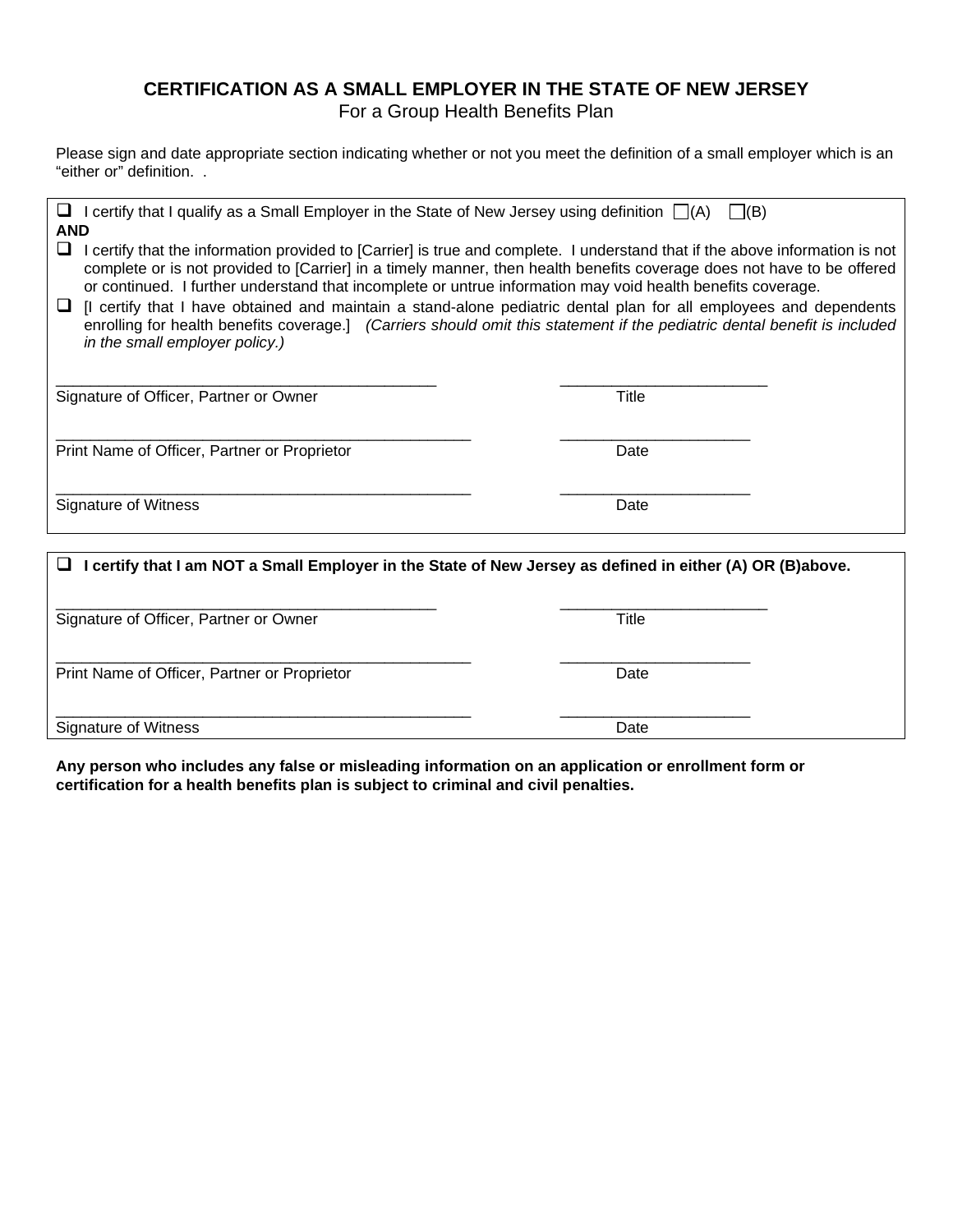## CERTIFICATION AS A SMALL EMPLOYER IN THE STATE OF NEW JERSEY

For a Group Health Benefits Plan

Please sign and date appropriate section indicating whether or not you meet the definition of a small employer which is an "either or" definition. .

- ☐ I certify that I qualify as a Small Employer in the State of New Jersey using definition ☐(A) ☐(B)

**AND**

- ☐ I certify that the information provided to [Carrier] is true and complete. I understand that if the above information is not complete or is not provided to [Carrier] in a timely manner, then health benefits coverage does not have to be offered or continued. I further understand that incomplete or untrue information may void health benefits coverage.
- ☐ [I certify that I have obtained and maintain a stand-alone pediatric dental plan for all employees and dependents enrolling for health benefits coverage.] *(Carriers should omit this statement if the pediatric dental benefit is included in the small employer policy.)*

| | |
|---|---|
| ___________________________________________ | _______________________ |
| Signature of Officer, Partner or Owner | Title |
| ___________________________________________ | _______________________ |
| Print Name of Officer, Partner or Proprietor | Date |
| ___________________________________________ | _______________________ |
| Signature of Witness | Date |

---

- ☐ **I certify that I am NOT a Small Employer in the State of New Jersey as defined in either (A) OR (B)above.**

| | |
|---|---|
| ___________________________________________ | _______________________ |
| Signature of Officer, Partner or Owner | Title |
| ___________________________________________ | _______________________ |
| Print Name of Officer, Partner or Proprietor | Date |
| ___________________________________________ | _______________________ |
| Signature of Witness | Date |

**Any person who includes any false or misleading information on an application or enrollment form or certification for a health benefits plan is subject to criminal and civil penalties.**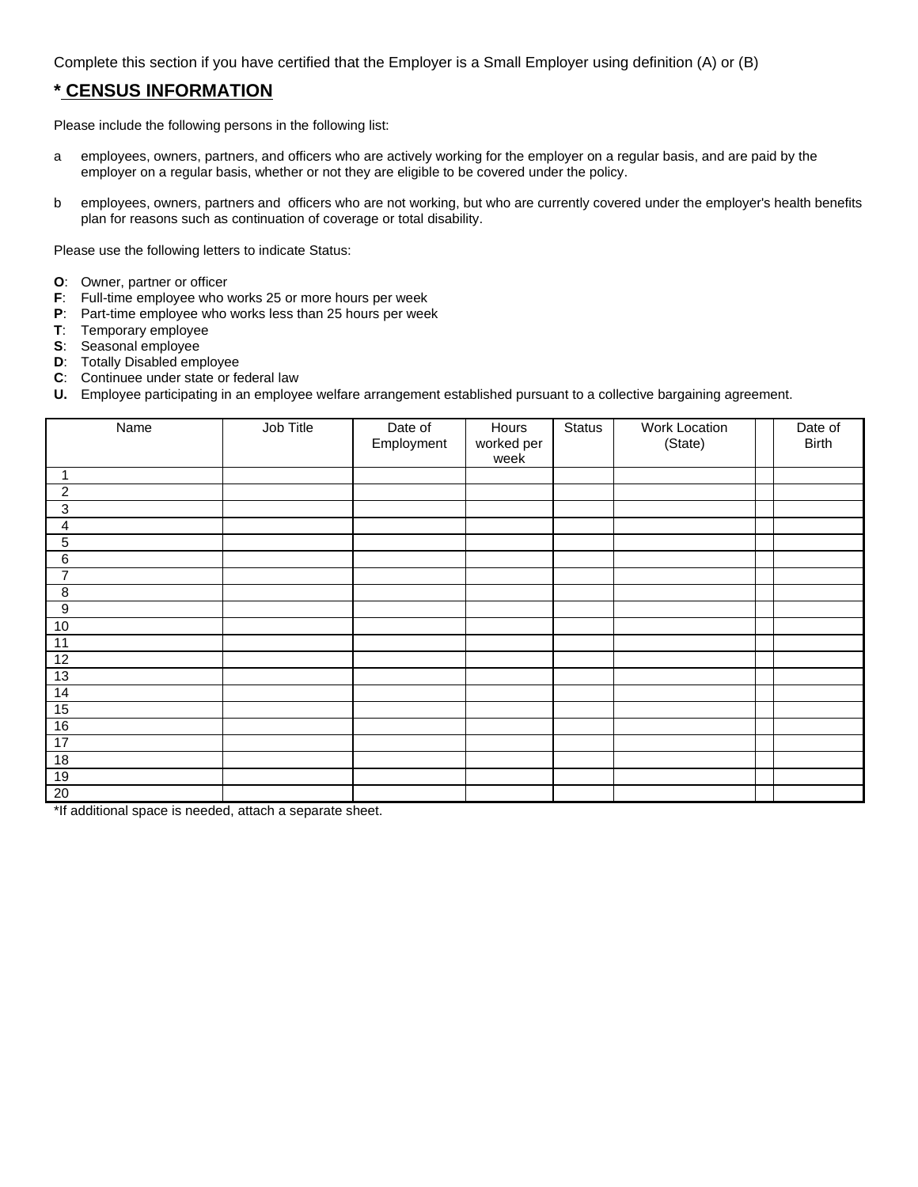Complete this section if you have certified that the Employer is a Small Employer using definition (A) or (B)

## * CENSUS INFORMATION

Please include the following persons in the following list:

a employees, owners, partners, and officers who are actively working for the employer on a regular basis, and are paid by the employer on a regular basis, whether or not they are eligible to be covered under the policy.

b employees, owners, partners and officers who are not working, but who are currently covered under the employer's health benefits plan for reasons such as continuation of coverage or total disability.

Please use the following letters to indicate Status:

**O**: Owner, partner or officer
**F**: Full-time employee who works 25 or more hours per week
**P**: Part-time employee who works less than 25 hours per week
**T**: Temporary employee
**S**: Seasonal employee
**D**: Totally Disabled employee
**C**: Continuee under state or federal law
**U.** Employee participating in an employee welfare arrangement established pursuant to a collective bargaining agreement.

| Name | Job Title | Date of Employment | Hours worked per week | Status | Work Location (State) | | Date of Birth |
|---|---|---|---|---|---|---|---|
| 1 | | | | | | | |
| 2 | | | | | | | |
| 3 | | | | | | | |
| 4 | | | | | | | |
| 5 | | | | | | | |
| 6 | | | | | | | |
| 7 | | | | | | | |
| 8 | | | | | | | |
| 9 | | | | | | | |
| 10 | | | | | | | |
| 11 | | | | | | | |
| 12 | | | | | | | |
| 13 | | | | | | | |
| 14 | | | | | | | |
| 15 | | | | | | | |
| 16 | | | | | | | |
| 17 | | | | | | | |
| 18 | | | | | | | |
| 19 | | | | | | | |
| 20 | | | | | | | |

*If additional space is needed, attach a separate sheet.